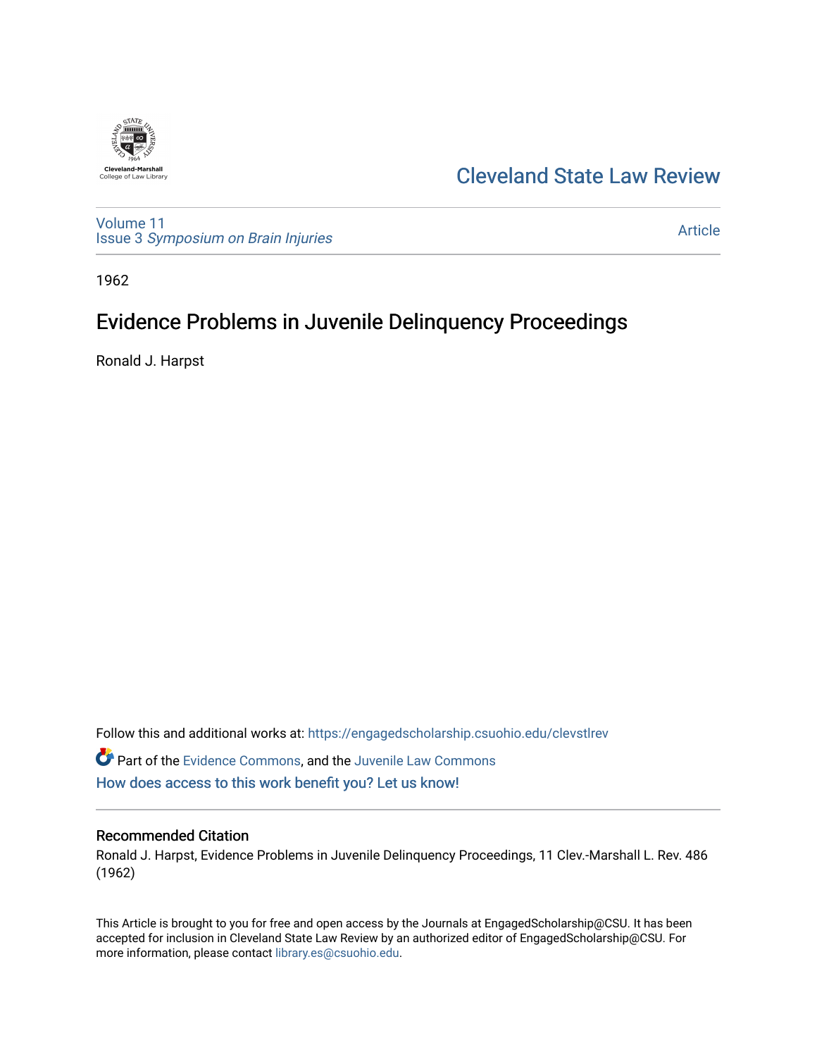Cleveland-Marshall
College of Law Library

Cleveland State Law Review

Volume 11
Issue 3 *Symposium on Brain Injuries*

Article

1962

# Evidence Problems in Juvenile Delinquency Proceedings

Ronald J. Harpst

Follow this and additional works at: https://engagedscholarship.csuohio.edu/clevstlrev

Part of the Evidence Commons, and the Juvenile Law Commons

How does access to this work benefit you? Let us know!

## Recommended Citation

Ronald J. Harpst, Evidence Problems in Juvenile Delinquency Proceedings, 11 Clev.-Marshall L. Rev. 486 (1962)

This Article is brought to you for free and open access by the Journals at EngagedScholarship@CSU. It has been accepted for inclusion in Cleveland State Law Review by an authorized editor of EngagedScholarship@CSU. For more information, please contact library.es@csuohio.edu.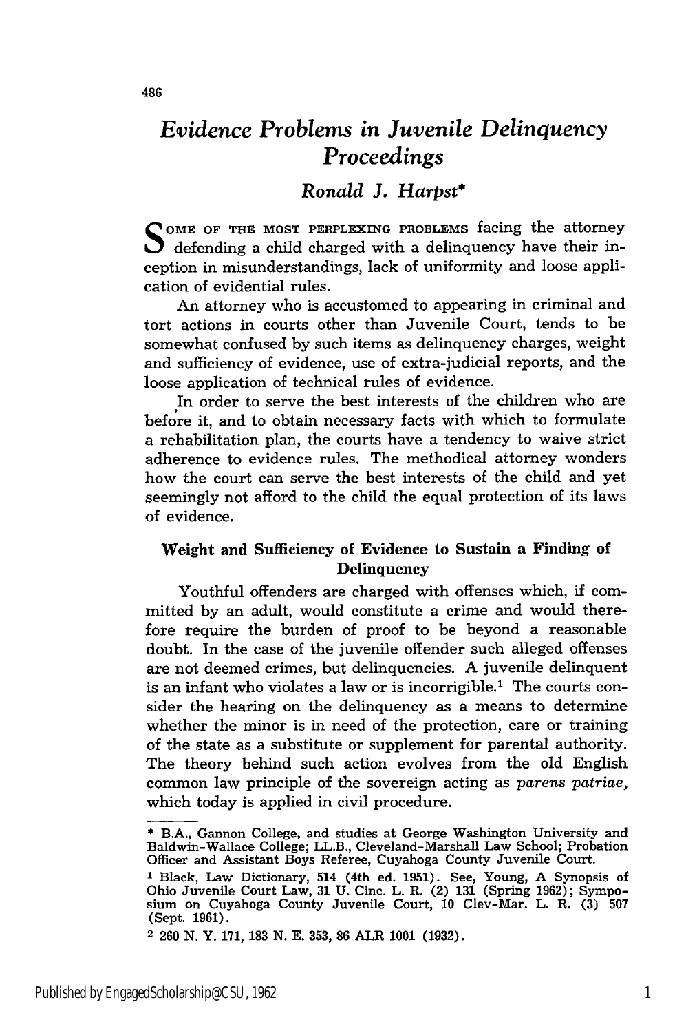# Evidence Problems in Juvenile Delinquency Proceedings

*Ronald J. Harpst**

SOME OF THE MOST PERPLEXING PROBLEMS facing the attorney defending a child charged with a delinquency have their inception in misunderstandings, lack of uniformity and loose application of evidential rules.

An attorney who is accustomed to appearing in criminal and tort actions in courts other than Juvenile Court, tends to be somewhat confused by such items as delinquency charges, weight and sufficiency of evidence, use of extra-judicial reports, and the loose application of technical rules of evidence.

In order to serve the best interests of the children who are before it, and to obtain necessary facts with which to formulate a rehabilitation plan, the courts have a tendency to waive strict adherence to evidence rules. The methodical attorney wonders how the court can serve the best interests of the child and yet seemingly not afford to the child the equal protection of its laws of evidence.

### Weight and Sufficiency of Evidence to Sustain a Finding of Delinquency

Youthful offenders are charged with offenses which, if committed by an adult, would constitute a crime and would therefore require the burden of proof to be beyond a reasonable doubt. In the case of the juvenile offender such alleged offenses are not deemed crimes, but delinquencies. A juvenile delinquent is an infant who violates a law or is incorrigible.[1] The courts consider the hearing on the delinquency as a means to determine whether the minor is in need of the protection, care or training of the state as a substitute or supplement for parental authority. The theory behind such action evolves from the old English common law principle of the sovereign acting as *parens patriae*, which today is applied in civil procedure.

---

* B.A., Gannon College, and studies at George Washington University and Baldwin-Wallace College; LL.B., Cleveland-Marshall Law School; Probation Officer and Assistant Boys Referee, Cuyahoga County Juvenile Court.

[1] Black, Law Dictionary, 514 (4th ed. 1951). See, Young, A Synopsis of Ohio Juvenile Court Law, 31 U. Cinc. L. R. (2) 131 (Spring 1962); Symposium on Cuyahoga County Juvenile Court, 10 Clev-Mar. L. R. (3) 507 (Sept. 1961).

[2] 260 N. Y. 171, 183 N. E. 353, 86 ALR 1001 (1932).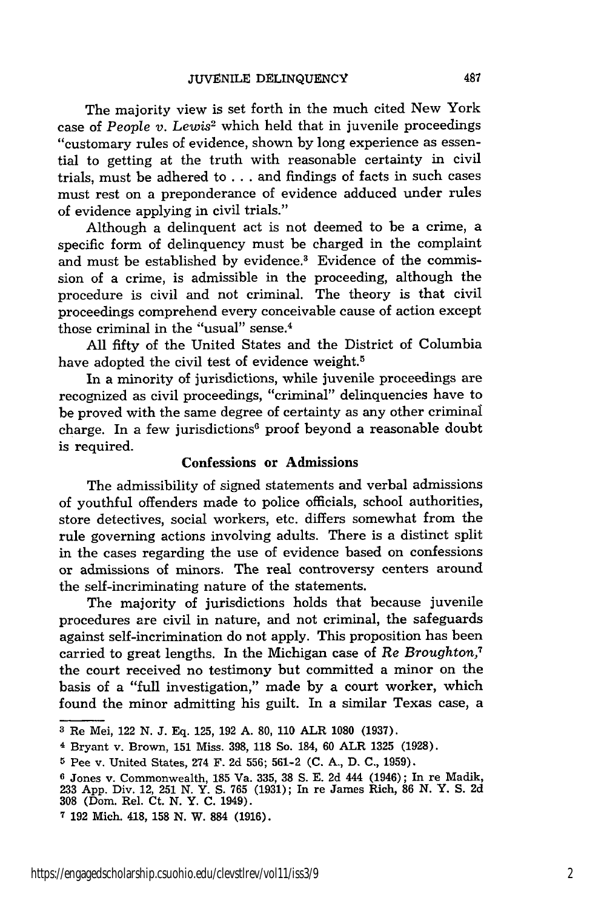The majority view is set forth in the much cited New York case of *People v. Lewis*[2] which held that in juvenile proceedings "customary rules of evidence, shown by long experience as essential to getting at the truth with reasonable certainty in civil trials, must be adhered to . . . and findings of facts in such cases must rest on a preponderance of evidence adduced under rules of evidence applying in civil trials."

Although a delinquent act is not deemed to be a crime, a specific form of delinquency must be charged in the complaint and must be established by evidence.[3] Evidence of the commission of a crime, is admissible in the proceeding, although the procedure is civil and not criminal. The theory is that civil proceedings comprehend every conceivable cause of action except those criminal in the "usual" sense.[4]

All fifty of the United States and the District of Columbia have adopted the civil test of evidence weight.[5]

In a minority of jurisdictions, while juvenile proceedings are recognized as civil proceedings, "criminal" delinquencies have to be proved with the same degree of certainty as any other criminal charge. In a few jurisdictions[6] proof beyond a reasonable doubt is required.

### Confessions or Admissions

The admissibility of signed statements and verbal admissions of youthful offenders made to police officials, school authorities, store detectives, social workers, etc. differs somewhat from the rule governing actions involving adults. There is a distinct split in the cases regarding the use of evidence based on confessions or admissions of minors. The real controversy centers around the self-incriminating nature of the statements.

The majority of jurisdictions holds that because juvenile procedures are civil in nature, and not criminal, the safeguards against self-incrimination do not apply. This proposition has been carried to great lengths. In the Michigan case of *Re Broughton*,[7] the court received no testimony but committed a minor on the basis of a "full investigation," made by a court worker, which found the minor admitting his guilt. In a similar Texas case, a

---

[3] Re Mei, 122 N. J. Eq. 125, 192 A. 80, 110 ALR 1080 (1937).

[4] Bryant v. Brown, 151 Miss. 398, 118 So. 184, 60 ALR 1325 (1928).

[5] Pee v. United States, 274 F. 2d 556; 561-2 (C. A., D. C., 1959).

[6] Jones v. Commonwealth, 185 Va. 335, 38 S. E. 2d 444 (1946); In re Madik, 233 App. Div. 12, 251 N. Y. S. 765 (1931); In re James Rich, 86 N. Y. S. 2d 308 (Dom. Rel. Ct. N. Y. C. 1949).

[7] 192 Mich. 418, 158 N. W. 884 (1916).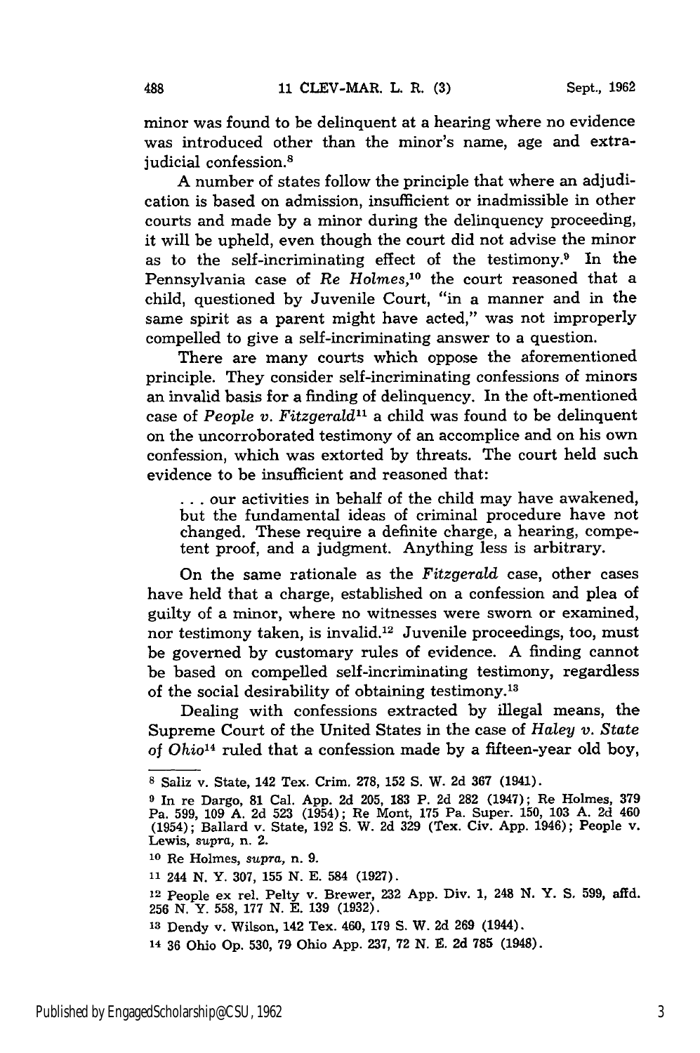minor was found to be delinquent at a hearing where no evidence was introduced other than the minor's name, age and extrajudicial confession.[8]

A number of states follow the principle that where an adjudication is based on admission, insufficient or inadmissible in other courts and made by a minor during the delinquency proceeding, it will be upheld, even though the court did not advise the minor as to the self-incriminating effect of the testimony.[9] In the Pennsylvania case of *Re Holmes*,[10] the court reasoned that a child, questioned by Juvenile Court, "in a manner and in the same spirit as a parent might have acted," was not improperly compelled to give a self-incriminating answer to a question.

There are many courts which oppose the aforementioned principle. They consider self-incriminating confessions of minors an invalid basis for a finding of delinquency. In the oft-mentioned case of *People v. Fitzgerald*[11] a child was found to be delinquent on the uncorroborated testimony of an accomplice and on his own confession, which was extorted by threats. The court held such evidence to be insufficient and reasoned that:

> . . . our activities in behalf of the child may have awakened, but the fundamental ideas of criminal procedure have not changed. These require a definite charge, a hearing, competent proof, and a judgment. Anything less is arbitrary.

On the same rationale as the *Fitzgerald* case, other cases have held that a charge, established on a confession and plea of guilty of a minor, where no witnesses were sworn or examined, nor testimony taken, is invalid.[12] Juvenile proceedings, too, must be governed by customary rules of evidence. A finding cannot be based on compelled self-incriminating testimony, regardless of the social desirability of obtaining testimony.[13]

Dealing with confessions extracted by illegal means, the Supreme Court of the United States in the case of *Haley v. State of Ohio*[14] ruled that a confession made by a fifteen-year old boy,

---

[8] Saliz v. State, 142 Tex. Crim. 278, 152 S. W. 2d 367 (1941).

[9] In re Dargo, 81 Cal. App. 2d 205, 183 P. 2d 282 (1947); Re Holmes, 379 Pa. 599, 109 A. 2d 523 (1954); Re Mont, 175 Pa. Super. 150, 103 A. 2d 460 (1954); Ballard v. State, 192 S. W. 2d 329 (Tex. Civ. App. 1946); People v. Lewis, *supra*, n. 2.

[10] Re Holmes, *supra*, n. 9.

[11] 244 N. Y. 307, 155 N. E. 584 (1927).

[12] People ex rel. Pelty v. Brewer, 232 App. Div. 1, 248 N. Y. S. 599, affd. 256 N. Y. 558, 177 N. E. 139 (1932).

[13] Dendy v. Wilson, 142 Tex. 460, 179 S. W. 2d 269 (1944).

[14] 36 Ohio Op. 530, 79 Ohio App. 237, 72 N. E. 2d 785 (1948).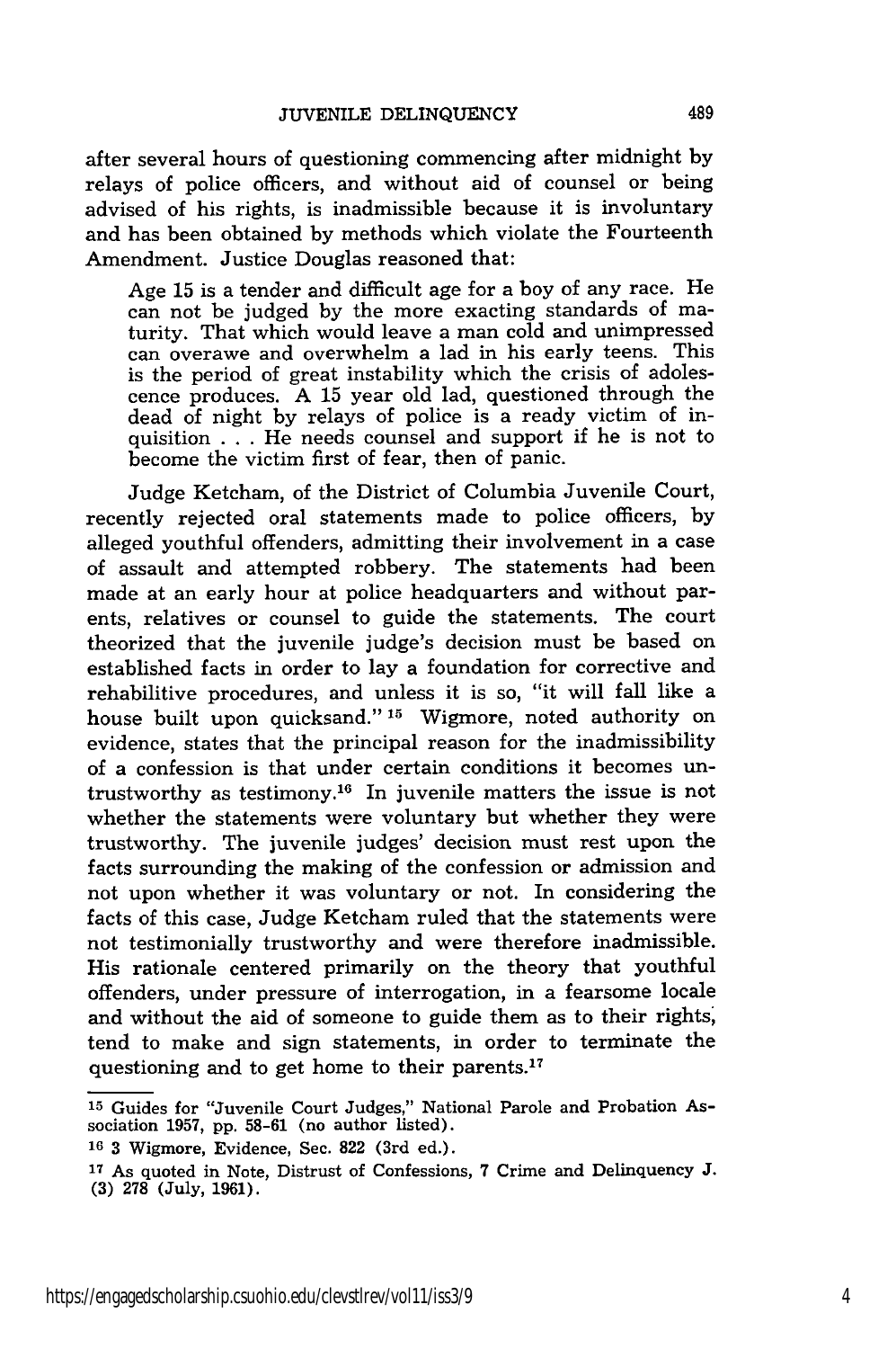after several hours of questioning commencing after midnight by relays of police officers, and without aid of counsel or being advised of his rights, is inadmissible because it is involuntary and has been obtained by methods which violate the Fourteenth Amendment. Justice Douglas reasoned that:

> Age 15 is a tender and difficult age for a boy of any race. He can not be judged by the more exacting standards of maturity. That which would leave a man cold and unimpressed can overawe and overwhelm a lad in his early teens. This is the period of great instability which the crisis of adolescence produces. A 15 year old lad, questioned through the dead of night by relays of police is a ready victim of inquisition . . . He needs counsel and support if he is not to become the victim first of fear, then of panic.

Judge Ketcham, of the District of Columbia Juvenile Court, recently rejected oral statements made to police officers, by alleged youthful offenders, admitting their involvement in a case of assault and attempted robbery. The statements had been made at an early hour at police headquarters and without parents, relatives or counsel to guide the statements. The court theorized that the juvenile judge's decision must be based on established facts in order to lay a foundation for corrective and rehabilitive procedures, and unless it is so, "it will fall like a house built upon quicksand."[15] Wigmore, noted authority on evidence, states that the principal reason for the inadmissibility of a confession is that under certain conditions it becomes untrustworthy as testimony.[16] In juvenile matters the issue is not whether the statements were voluntary but whether they were trustworthy. The juvenile judges' decision must rest upon the facts surrounding the making of the confession or admission and not upon whether it was voluntary or not. In considering the facts of this case, Judge Ketcham ruled that the statements were not testimonially trustworthy and were therefore inadmissible. His rationale centered primarily on the theory that youthful offenders, under pressure of interrogation, in a fearsome locale and without the aid of someone to guide them as to their rights, tend to make and sign statements, in order to terminate the questioning and to get home to their parents.[17]

---

[15] Guides for "Juvenile Court Judges," National Parole and Probation Association 1957, pp. 58-61 (no author listed).

[16] 3 Wigmore, Evidence, Sec. 822 (3rd ed.).

[17] As quoted in Note, Distrust of Confessions, 7 Crime and Delinquency J. (3) 278 (July, 1961).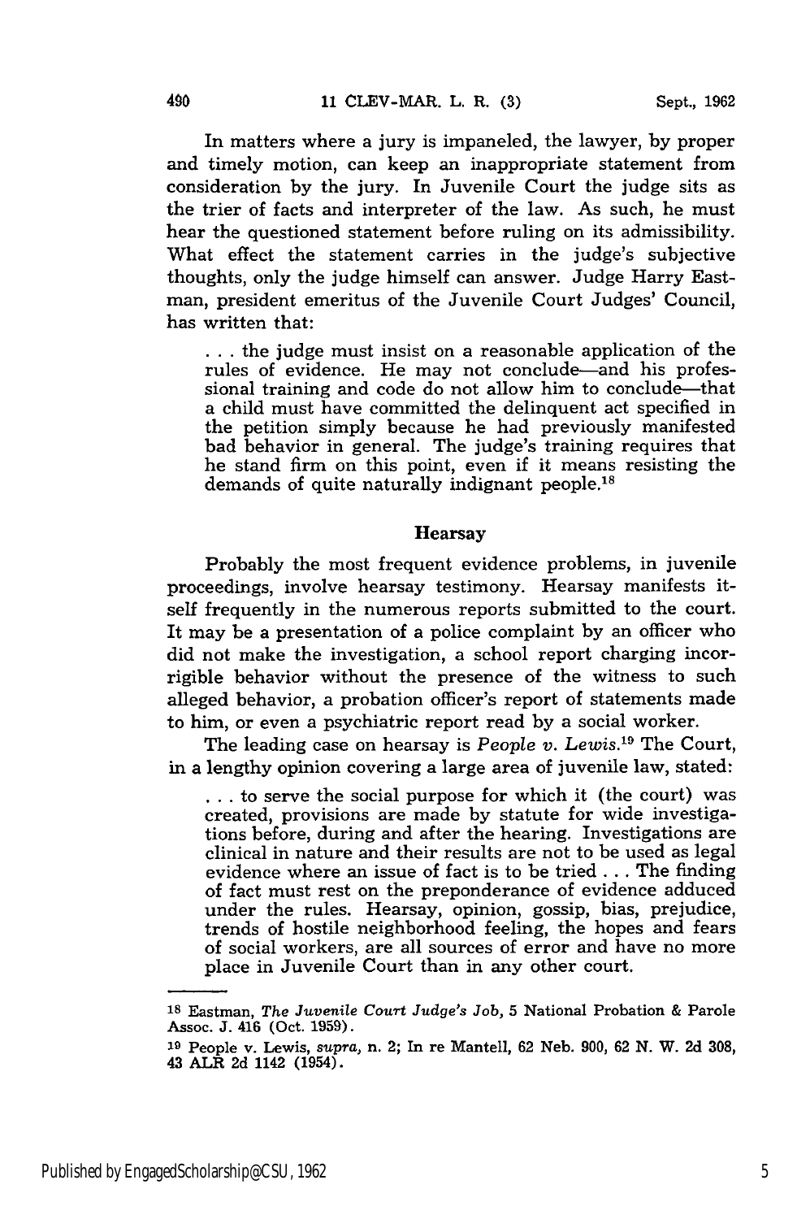In matters where a jury is impaneled, the lawyer, by proper and timely motion, can keep an inappropriate statement from consideration by the jury. In Juvenile Court the judge sits as the trier of facts and interpreter of the law. As such, he must hear the questioned statement before ruling on its admissibility. What effect the statement carries in the judge's subjective thoughts, only the judge himself can answer. Judge Harry Eastman, president emeritus of the Juvenile Court Judges' Council, has written that:

> . . . the judge must insist on a reasonable application of the rules of evidence. He may not conclude—and his professional training and code do not allow him to conclude—that a child must have committed the delinquent act specified in the petition simply because he had previously manifested bad behavior in general. The judge's training requires that he stand firm on this point, even if it means resisting the demands of quite naturally indignant people.[18]

## Hearsay

Probably the most frequent evidence problems, in juvenile proceedings, involve hearsay testimony. Hearsay manifests itself frequently in the numerous reports submitted to the court. It may be a presentation of a police complaint by an officer who did not make the investigation, a school report charging incorrigible behavior without the presence of the witness to such alleged behavior, a probation officer's report of statements made to him, or even a psychiatric report read by a social worker.

The leading case on hearsay is *People v. Lewis*.[19] The Court, in a lengthy opinion covering a large area of juvenile law, stated:

> . . . to serve the social purpose for which it (the court) was created, provisions are made by statute for wide investigations before, during and after the hearing. Investigations are clinical in nature and their results are not to be used as legal evidence where an issue of fact is to be tried . . . The finding of fact must rest on the preponderance of evidence adduced under the rules. Hearsay, opinion, gossip, bias, prejudice, trends of hostile neighborhood feeling, the hopes and fears of social workers, are all sources of error and have no more place in Juvenile Court than in any other court.

---

[18] Eastman, *The Juvenile Court Judge's Job*, 5 National Probation & Parole Assoc. J. 416 (Oct. 1959).

[19] People v. Lewis, *supra*, n. 2; In re Mantell, 62 Neb. 900, 62 N. W. 2d 308, 43 ALR 2d 1142 (1954).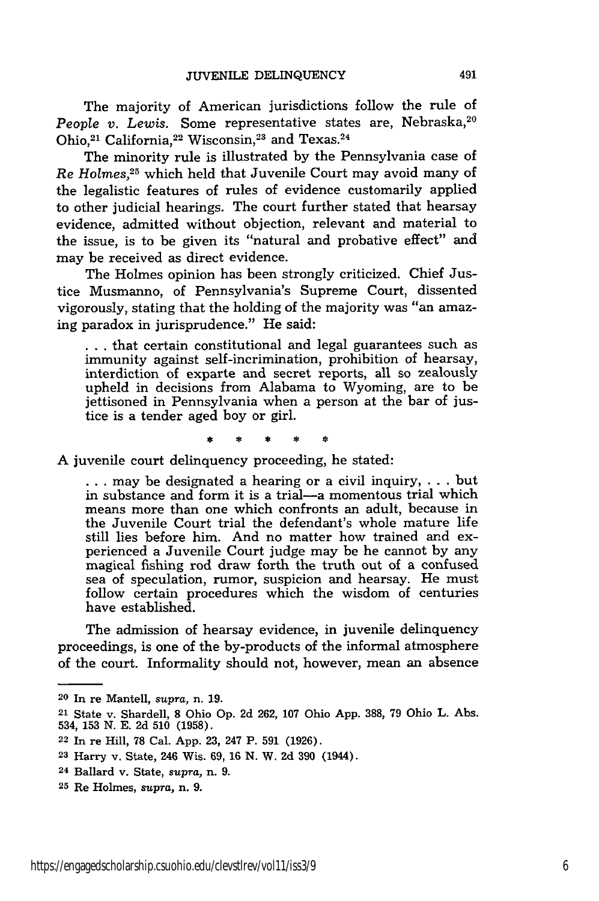The majority of American jurisdictions follow the rule of *People v. Lewis.* Some representative states are, Nebraska,[20] Ohio,[21] California,[22] Wisconsin,[23] and Texas.[24]

The minority rule is illustrated by the Pennsylvania case of *Re Holmes,*[25] which held that Juvenile Court may avoid many of the legalistic features of rules of evidence customarily applied to other judicial hearings. The court further stated that hearsay evidence, admitted without objection, relevant and material to the issue, is to be given its "natural and probative effect" and may be received as direct evidence.

The Holmes opinion has been strongly criticized. Chief Justice Musmanno, of Pennsylvania's Supreme Court, dissented vigorously, stating that the holding of the majority was "an amazing paradox in jurisprudence." He said:

> . . . that certain constitutional and legal guarantees such as immunity against self-incrimination, prohibition of hearsay, interdiction of exparte and secret reports, all so zealously upheld in decisions from Alabama to Wyoming, are to be jettisoned in Pennsylvania when a person at the bar of justice is a tender aged boy or girl.

\* \* \* \* \*

A juvenile court delinquency proceeding, he stated:

> . . . may be designated a hearing or a civil inquiry, . . . but in substance and form it is a trial—a momentous trial which means more than one which confronts an adult, because in the Juvenile Court trial the defendant's whole mature life still lies before him. And no matter how trained and experienced a Juvenile Court judge may be he cannot by any magical fishing rod draw forth the truth out of a confused sea of speculation, rumor, suspicion and hearsay. He must follow certain procedures which the wisdom of centuries have established.

The admission of hearsay evidence, in juvenile delinquency proceedings, is one of the by-products of the informal atmosphere of the court. Informality should not, however, mean an absence

---

[20] In re Mantell, *supra,* n. 19.

[21] State v. Shardell, 8 Ohio Op. 2d 262, 107 Ohio App. 388, 79 Ohio L. Abs. 534, 153 N. E. 2d 510 (1958).

[22] In re Hill, 78 Cal. App. 23, 247 P. 591 (1926).

[23] Harry v. State, 246 Wis. 69, 16 N. W. 2d 390 (1944).

[24] Ballard v. State, *supra,* n. 9.

[25] Re Holmes, *supra,* n. 9.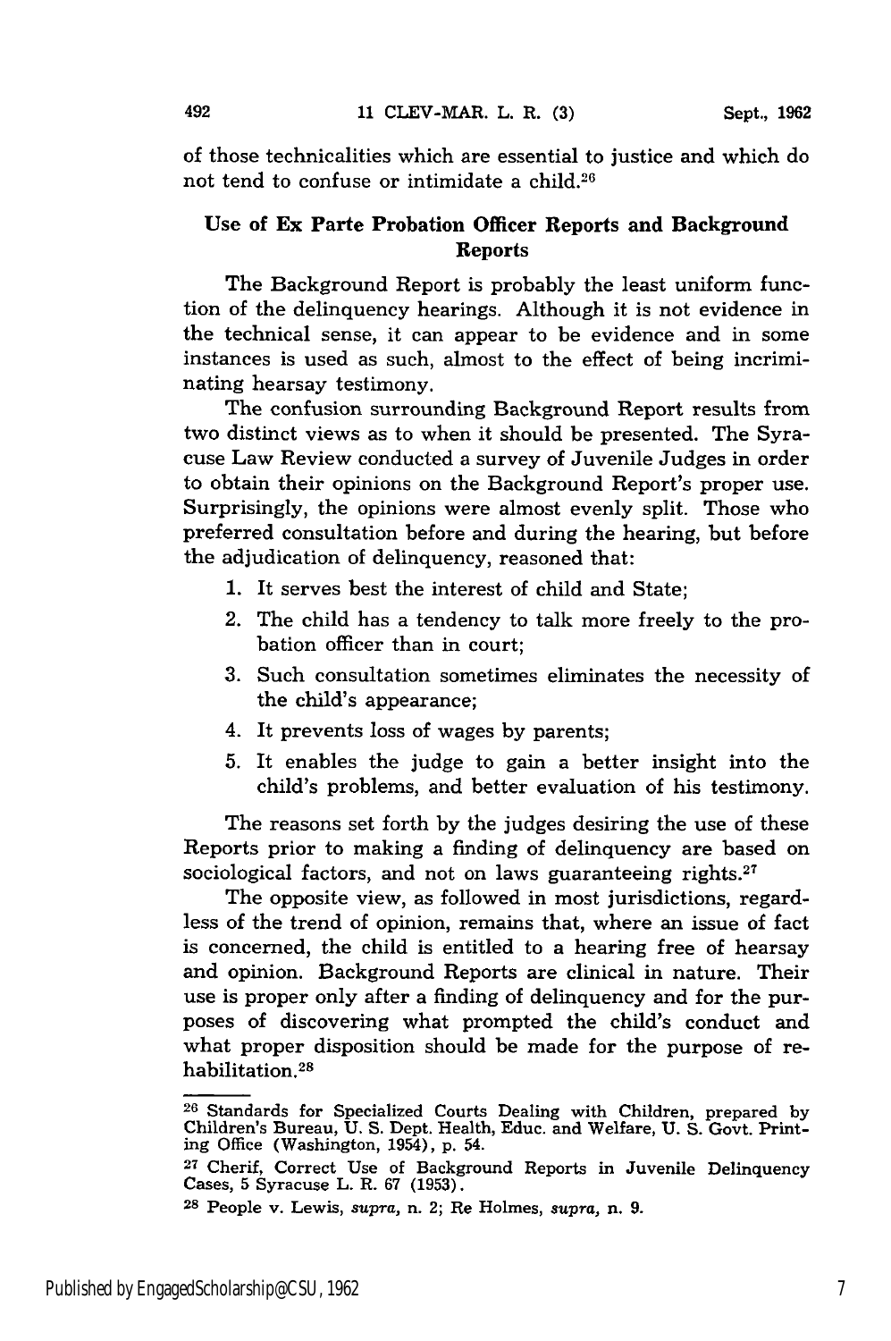of those technicalities which are essential to justice and which do not tend to confuse or intimidate a child.[26]

## Use of Ex Parte Probation Officer Reports and Background Reports

The Background Report is probably the least uniform function of the delinquency hearings. Although it is not evidence in the technical sense, it can appear to be evidence and in some instances is used as such, almost to the effect of being incriminating hearsay testimony.

The confusion surrounding Background Report results from two distinct views as to when it should be presented. The Syracuse Law Review conducted a survey of Juvenile Judges in order to obtain their opinions on the Background Report's proper use. Surprisingly, the opinions were almost evenly split. Those who preferred consultation before and during the hearing, but before the adjudication of delinquency, reasoned that:

1. It serves best the interest of child and State;
2. The child has a tendency to talk more freely to the probation officer than in court;
3. Such consultation sometimes eliminates the necessity of the child's appearance;
4. It prevents loss of wages by parents;
5. It enables the judge to gain a better insight into the child's problems, and better evaluation of his testimony.

The reasons set forth by the judges desiring the use of these Reports prior to making a finding of delinquency are based on sociological factors, and not on laws guaranteeing rights.[27]

The opposite view, as followed in most jurisdictions, regardless of the trend of opinion, remains that, where an issue of fact is concerned, the child is entitled to a hearing free of hearsay and opinion. Background Reports are clinical in nature. Their use is proper only after a finding of delinquency and for the purposes of discovering what prompted the child's conduct and what proper disposition should be made for the purpose of rehabilitation.[28]

---

[26] Standards for Specialized Courts Dealing with Children, prepared by Children's Bureau, U. S. Dept. Health, Educ. and Welfare, U. S. Govt. Printing Office (Washington, 1954), p. 54.

[27] Cherif, Correct Use of Background Reports in Juvenile Delinquency Cases, 5 Syracuse L. R. 67 (1953).

[28] People v. Lewis, *supra*, n. 2; Re Holmes, *supra*, n. 9.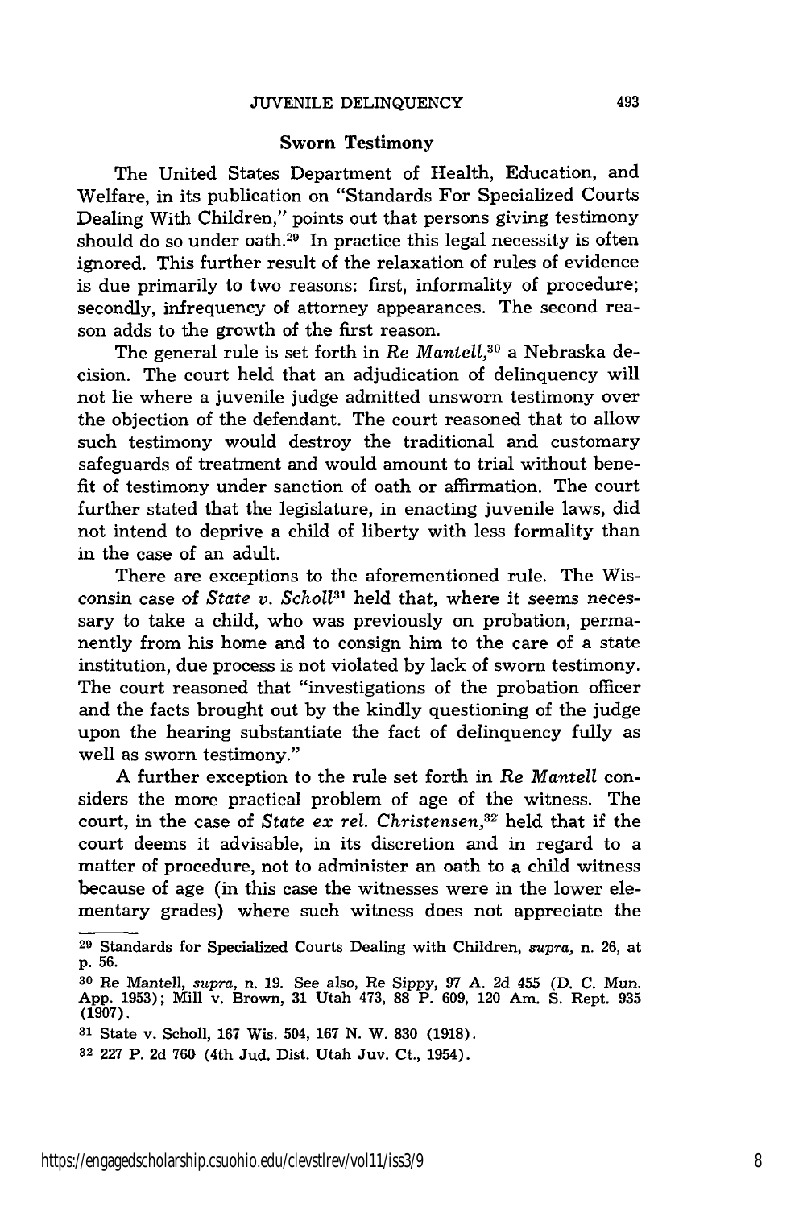### Sworn Testimony

The United States Department of Health, Education, and Welfare, in its publication on "Standards For Specialized Courts Dealing With Children," points out that persons giving testimony should do so under oath.[29] In practice this legal necessity is often ignored. This further result of the relaxation of rules of evidence is due primarily to two reasons: first, informality of procedure; secondly, infrequency of attorney appearances. The second reason adds to the growth of the first reason.

The general rule is set forth in *Re Mantell*,[30] a Nebraska decision. The court held that an adjudication of delinquency will not lie where a juvenile judge admitted unsworn testimony over the objection of the defendant. The court reasoned that to allow such testimony would destroy the traditional and customary safeguards of treatment and would amount to trial without benefit of testimony under sanction of oath or affirmation. The court further stated that the legislature, in enacting juvenile laws, did not intend to deprive a child of liberty with less formality than in the case of an adult.

There are exceptions to the aforementioned rule. The Wisconsin case of *State v. Scholl*[31] held that, where it seems necessary to take a child, who was previously on probation, permanently from his home and to consign him to the care of a state institution, due process is not violated by lack of sworn testimony. The court reasoned that "investigations of the probation officer and the facts brought out by the kindly questioning of the judge upon the hearing substantiate the fact of delinquency fully as well as sworn testimony."

A further exception to the rule set forth in *Re Mantell* considers the more practical problem of age of the witness. The court, in the case of *State ex rel. Christensen*,[32] held that if the court deems it advisable, in its discretion and in regard to a matter of procedure, not to administer an oath to a child witness because of age (in this case the witnesses were in the lower elementary grades) where such witness does not appreciate the

---

[29] Standards for Specialized Courts Dealing with Children, *supra*, n. 26, at p. 56.

[30] Re Mantell, *supra*, n. 19. See also, Re Sippy, 97 A. 2d 455 (D. C. Mun. App. 1953); Mill v. Brown, 31 Utah 473, 88 P. 609, 120 Am. S. Rept. 935 (1907).

[31] State v. Scholl, 167 Wis. 504, 167 N. W. 830 (1918).

[32] 227 P. 2d 760 (4th Jud. Dist. Utah Juv. Ct., 1954).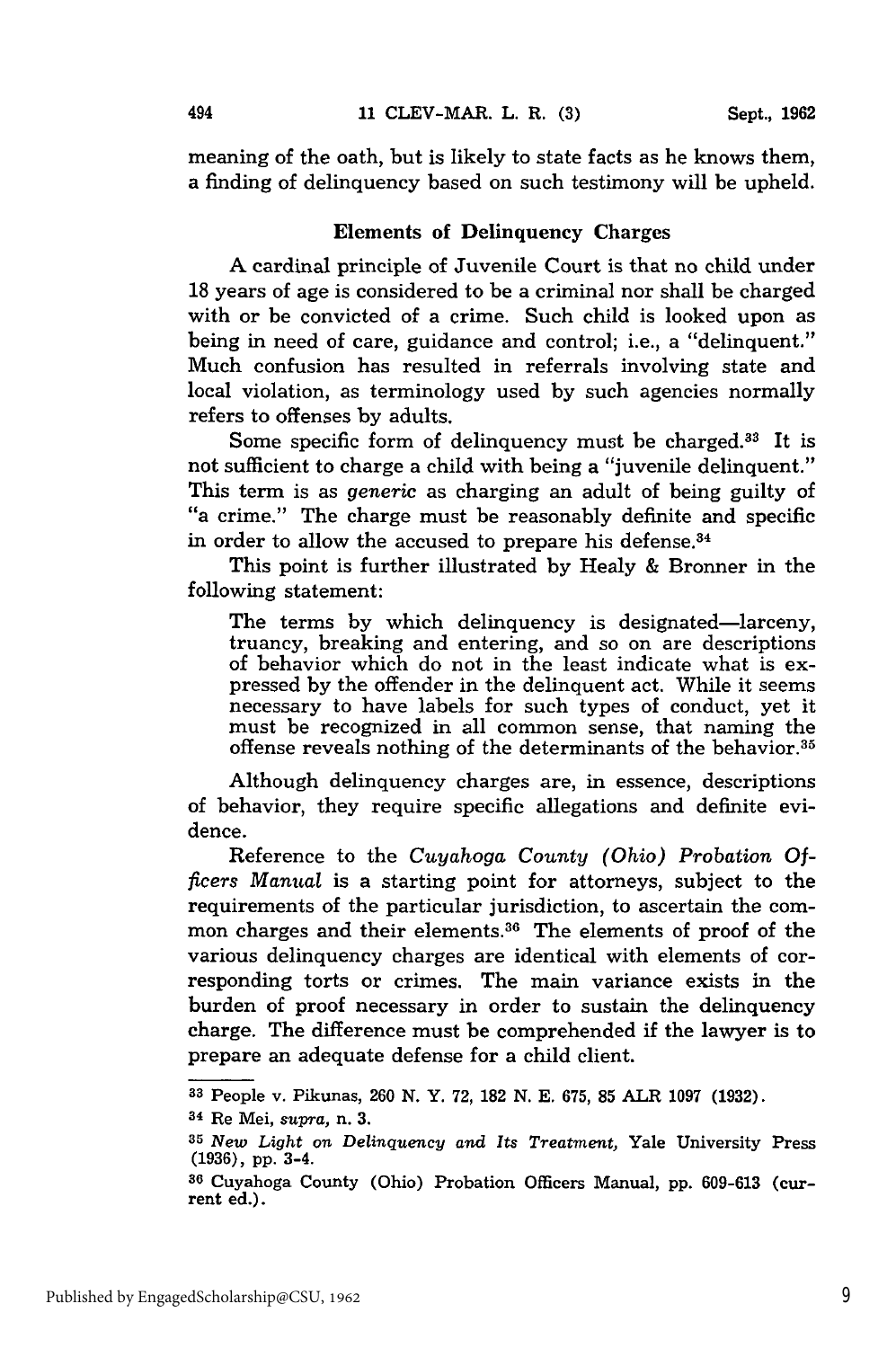meaning of the oath, but is likely to state facts as he knows them, a finding of delinquency based on such testimony will be upheld.

### Elements of Delinquency Charges

A cardinal principle of Juvenile Court is that no child under 18 years of age is considered to be a criminal nor shall be charged with or be convicted of a crime. Such child is looked upon as being in need of care, guidance and control; i.e., a "delinquent." Much confusion has resulted in referrals involving state and local violation, as terminology used by such agencies normally refers to offenses by adults.

Some specific form of delinquency must be charged.[33] It is not sufficient to charge a child with being a "juvenile delinquent." This term is as *generic* as charging an adult of being guilty of "a crime." The charge must be reasonably definite and specific in order to allow the accused to prepare his defense.[34]

This point is further illustrated by Healy & Bronner in the following statement:

> The terms by which delinquency is designated—larceny, truancy, breaking and entering, and so on are descriptions of behavior which do not in the least indicate what is expressed by the offender in the delinquent act. While it seems necessary to have labels for such types of conduct, yet it must be recognized in all common sense, that naming the offense reveals nothing of the determinants of the behavior.[35]

Although delinquency charges are, in essence, descriptions of behavior, they require specific allegations and definite evidence.

Reference to the *Cuyahoga County (Ohio) Probation Officers Manual* is a starting point for attorneys, subject to the requirements of the particular jurisdiction, to ascertain the common charges and their elements.[36] The elements of proof of the various delinquency charges are identical with elements of corresponding torts or crimes. The main variance exists in the burden of proof necessary in order to sustain the delinquency charge. The difference must be comprehended if the lawyer is to prepare an adequate defense for a child client.

---

[33] People v. Pikunas, 260 N. Y. 72, 182 N. E. 675, 85 ALR 1097 (1932).

[34] Re Mei, *supra*, n. 3.

[35] *New Light on Delinquency and Its Treatment*, Yale University Press (1936), pp. 3-4.

[36] Cuyahoga County (Ohio) Probation Officers Manual, pp. 609-613 (current ed.).